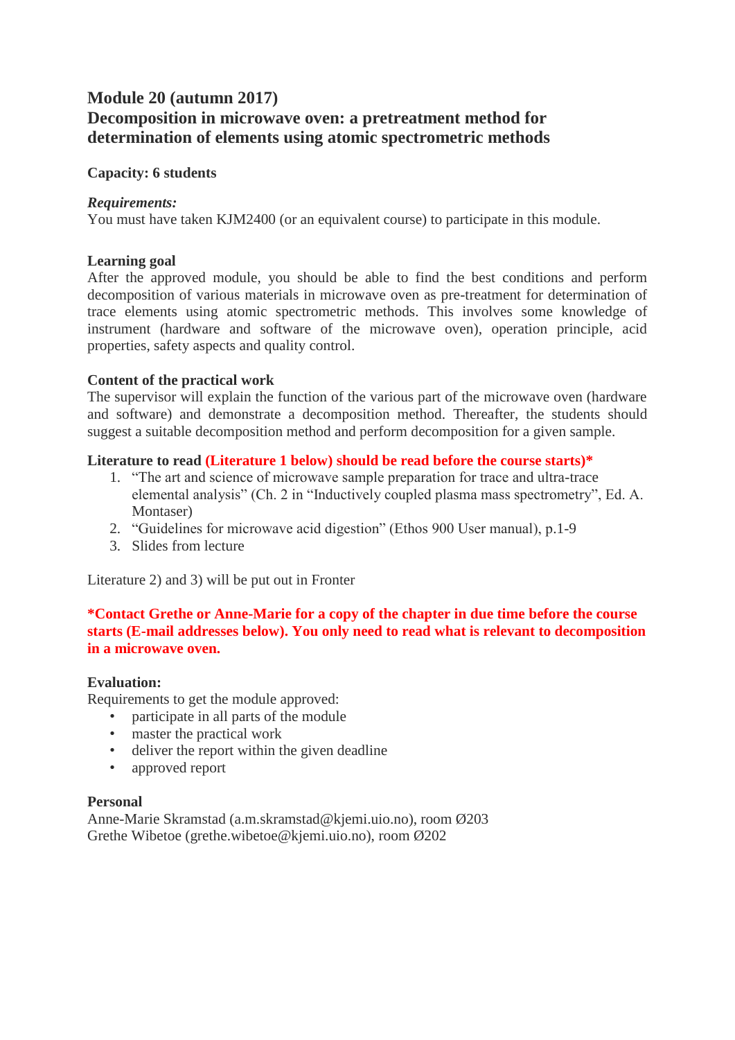# Module 20 (autumn 2017)
# Decomposition in microwave oven: a pretreatment method for determination of elements using atomic spectrometric methods

**Capacity: 6 students**

***Requirements:***
You must have taken KJM2400 (or an equivalent course) to participate in this module.

**Learning goal**
After the approved module, you should be able to find the best conditions and perform decomposition of various materials in microwave oven as pre-treatment for determination of trace elements using atomic spectrometric methods. This involves some knowledge of instrument (hardware and software of the microwave oven), operation principle, acid properties, safety aspects and quality control.

**Content of the practical work**
The supervisor will explain the function of the various part of the microwave oven (hardware and software) and demonstrate a decomposition method. Thereafter, the students should suggest a suitable decomposition method and perform decomposition for a given sample.

**Literature to read (Literature 1 below) should be read before the course starts)***

1. "The art and science of microwave sample preparation for trace and ultra-trace elemental analysis" (Ch. 2 in "Inductively coupled plasma mass spectrometry", Ed. A. Montaser)
2. "Guidelines for microwave acid digestion" (Ethos 900 User manual), p.1-9
3. Slides from lecture

Literature 2) and 3) will be put out in Fronter

**\*Contact Grethe or Anne-Marie for a copy of the chapter in due time before the course starts (E-mail addresses below). You only need to read what is relevant to decomposition in a microwave oven.**

**Evaluation:**
Requirements to get the module approved:

- participate in all parts of the module
- master the practical work
- deliver the report within the given deadline
- approved report

**Personal**
Anne-Marie Skramstad (a.m.skramstad@kjemi.uio.no), room Ø203
Grethe Wibetoe (grethe.wibetoe@kjemi.uio.no), room Ø202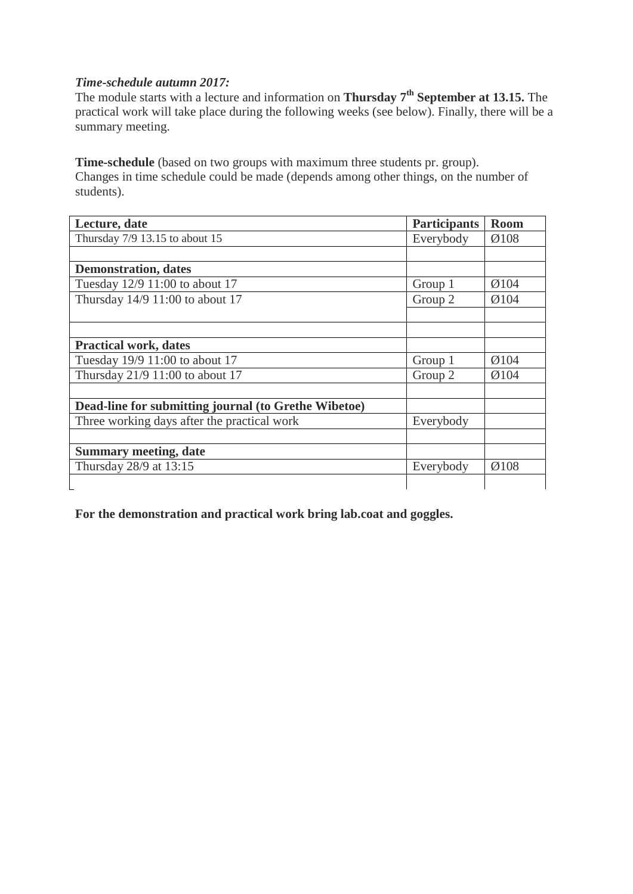*Time-schedule autumn 2017:*
The module starts with a lecture and information on **Thursday 7[th] September at 13.15.** The practical work will take place during the following weeks (see below). Finally, there will be a summary meeting.

**Time-schedule** (based on two groups with maximum three students pr. group).
Changes in time schedule could be made (depends among other things, on the number of students).

| **Lecture, date** | **Participants** | **Room** |
|---|---|---|
| Thursday 7/9 13.15 to about 15 | Everybody | Ø108 |
| | | |
| **Demonstration, dates** | | |
| Tuesday 12/9 11:00 to about 17 | Group 1 | Ø104 |
| Thursday 14/9 11:00 to about 17 | Group 2 | Ø104 |
| | | |
| | | |
| **Practical work, dates** | | |
| Tuesday 19/9 11:00 to about 17 | Group 1 | Ø104 |
| Thursday 21/9 11:00 to about 17 | Group 2 | Ø104 |
| | | |
| **Dead-line for submitting journal (to Grethe Wibetoe)** | | |
| Three working days after the practical work | Everybody | |
| | | |
| **Summary meeting, date** | | |
| Thursday 28/9 at 13:15 | Everybody | Ø108 |
| | | |

**For the demonstration and practical work bring lab.coat and goggles.**